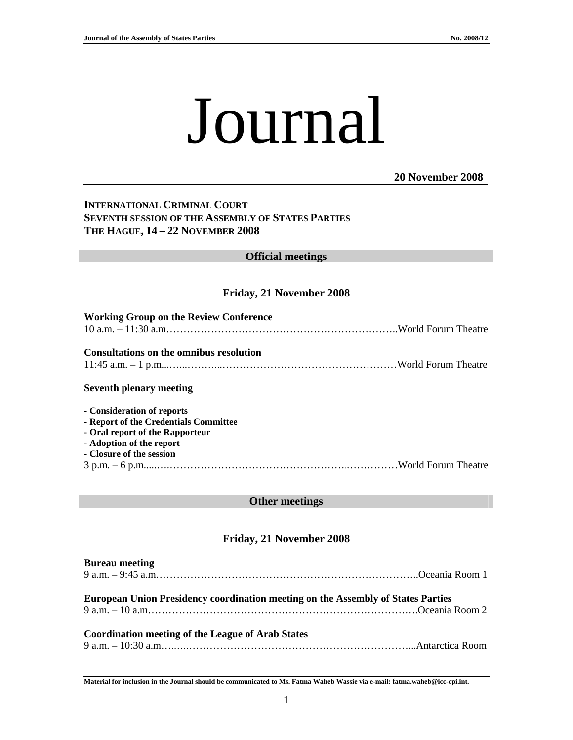# Journal

**20 November 2008**

**INTERNATIONAL CRIMINAL COURT**
**SEVENTH SESSION OF THE ASSEMBLY OF STATES PARTIES**
**THE HAGUE, 14 – 22 NOVEMBER 2008**

## Official meetings

### Friday, 21 November 2008

**Working Group on the Review Conference**
10 a.m. – 11:30 a.m.…………………………………………………………..World Forum Theatre

**Consultations on the omnibus resolution**
11:45 a.m. – 1 p.m...…...………..……………………………………………World Forum Theatre

**Seventh plenary meeting**

- **Consideration of reports**
- **Report of the Credentials Committee**
- **Oral report of the Rapporteur**
- **Adoption of the report**
- **Closure of the session**

3 p.m. – 6 p.m.....….……………………………………………..……………World Forum Theatre

## Other meetings

### Friday, 21 November 2008

**Bureau meeting**
9 a.m. – 9:45 a.m…………………………………………………………………..Oceania Room 1

**European Union Presidency coordination meeting on the Assembly of States Parties**
9 a.m. – 10 a.m…………………………………………………………………….Oceania Room 2

**Coordination meeting of the League of Arab States**
9 a.m. – 10:30 a.m…..…………………………………………………………...Antarctica Room

**Material for inclusion in the Journal should be communicated to Ms. Fatma Waheb Wassie via e-mail: fatma.waheb@icc-cpi.int.**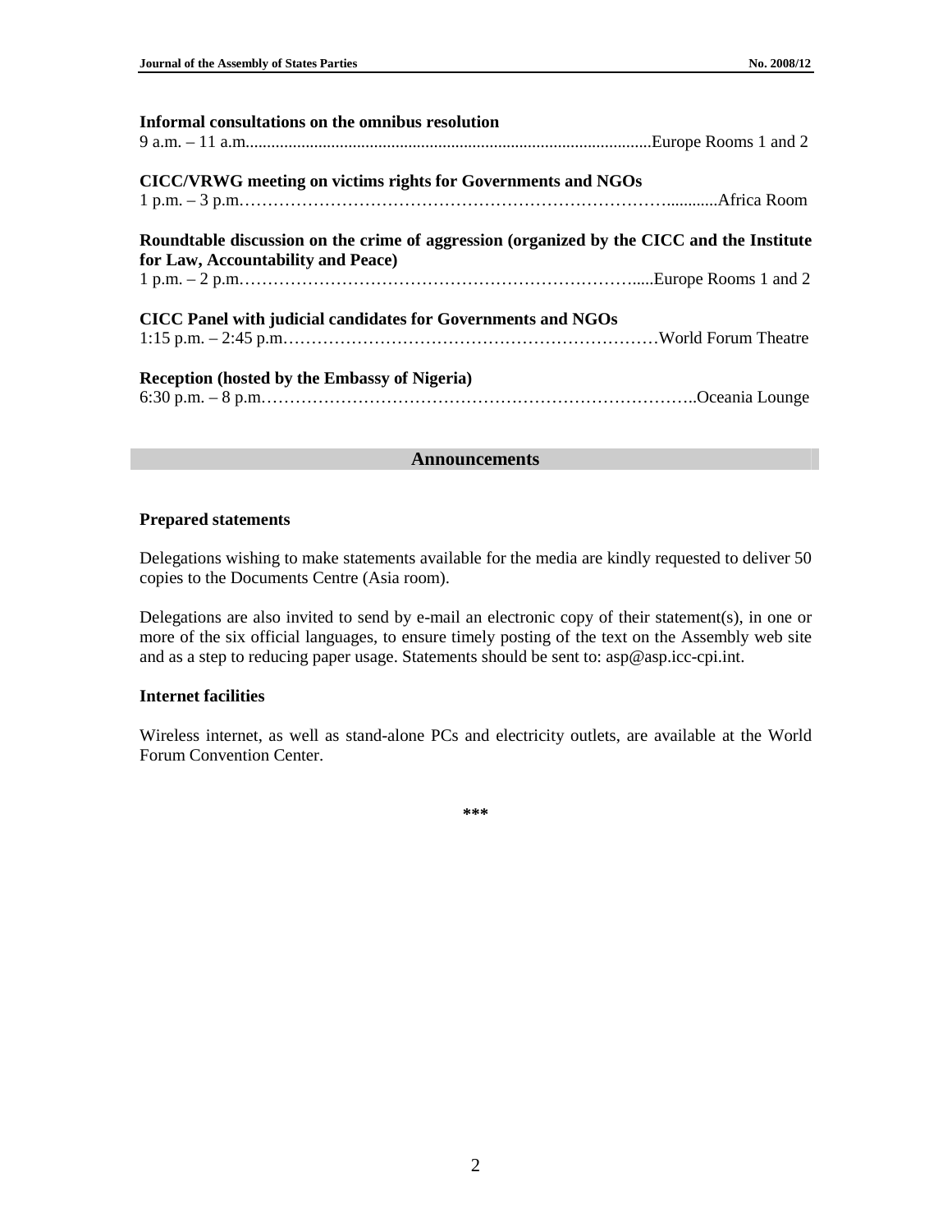**Informal consultations on the omnibus resolution**

9 a.m. – 11 a.m.............................................................................................Europe Rooms 1 and 2

**CICC/VRWG meeting on victims rights for Governments and NGOs**

1 p.m. – 3 p.m.……………………………………………………………….............Africa Room

**Roundtable discussion on the crime of aggression (organized by the CICC and the Institute for Law, Accountability and Peace)**

1 p.m. – 2 p.m.…………………………………………………………….....Europe Rooms 1 and 2

**CICC Panel with judicial candidates for Governments and NGOs**

1:15 p.m. – 2:45 p.m…………………………………………………………World Forum Theatre

**Reception (hosted by the Embassy of Nigeria)**

6:30 p.m. – 8 p.m.………………………………………………………………….Oceania Lounge

## Announcements

**Prepared statements**

Delegations wishing to make statements available for the media are kindly requested to deliver 50 copies to the Documents Centre (Asia room).

Delegations are also invited to send by e-mail an electronic copy of their statement(s), in one or more of the six official languages, to ensure timely posting of the text on the Assembly web site and as a step to reducing paper usage. Statements should be sent to: asp@asp.icc-cpi.int.

**Internet facilities**

Wireless internet, as well as stand-alone PCs and electricity outlets, are available at the World Forum Convention Center.

***